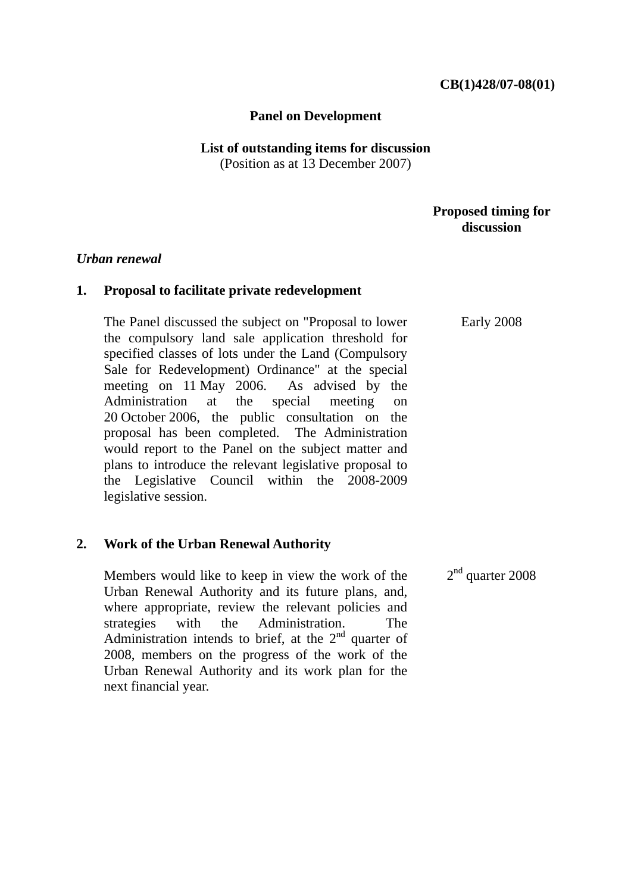**CB(1)428/07-08(01)**

**Panel on Development**

**List of outstanding items for discussion**
(Position as at 13 December 2007)

| | Proposed timing for discussion |
|---|---|
| *Urban renewal* | |
| **1. Proposal to facilitate private redevelopment** | |
| The Panel discussed the subject on "Proposal to lower the compulsory land sale application threshold for specified classes of lots under the Land (Compulsory Sale for Redevelopment) Ordinance" at the special meeting on 11 May 2006. As advised by the Administration at the special meeting on 20 October 2006, the public consultation on the proposal has been completed. The Administration would report to the Panel on the subject matter and plans to introduce the relevant legislative proposal to the Legislative Council within the 2008-2009 legislative session. | Early 2008 |
| **2. Work of the Urban Renewal Authority** | |
| Members would like to keep in view the work of the Urban Renewal Authority and its future plans, and, where appropriate, review the relevant policies and strategies with the Administration. The Administration intends to brief, at the 2nd quarter of 2008, members on the progress of the work of the Urban Renewal Authority and its work plan for the next financial year. | 2nd quarter 2008 |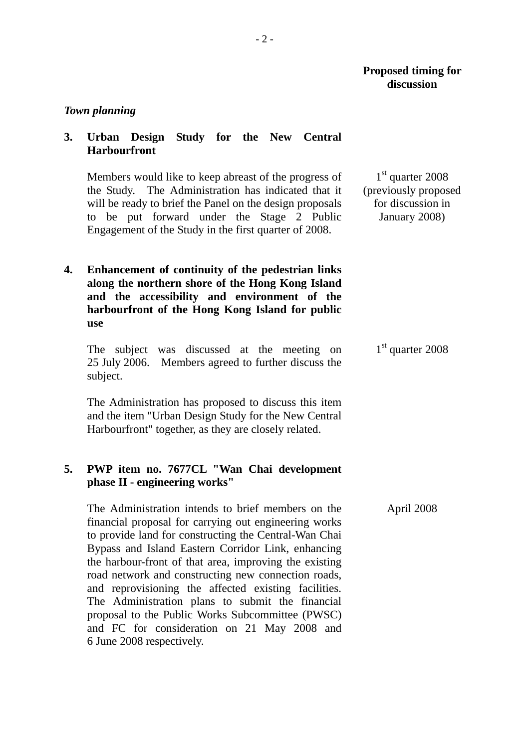**Proposed timing for discussion**

*Town planning*

| | | Proposed timing for discussion |
|---|---|---|
| **3.** | **Urban Design Study for the New Central Harbourfront** | |
| | Members would like to keep abreast of the progress of the Study. The Administration has indicated that it will be ready to brief the Panel on the design proposals to be put forward under the Stage 2 Public Engagement of the Study in the first quarter of 2008. | 1st quarter 2008 (previously proposed for discussion in January 2008) |
| **4.** | **Enhancement of continuity of the pedestrian links along the northern shore of the Hong Kong Island and the accessibility and environment of the harbourfront of the Hong Kong Island for public use** | |
| | The subject was discussed at the meeting on 25 July 2006. Members agreed to further discuss the subject. | 1st quarter 2008 |
| | The Administration has proposed to discuss this item and the item "Urban Design Study for the New Central Harbourfront" together, as they are closely related. | |
| **5.** | **PWP item no. 7677CL "Wan Chai development phase II - engineering works"** | |
| | The Administration intends to brief members on the financial proposal for carrying out engineering works to provide land for constructing the Central-Wan Chai Bypass and Island Eastern Corridor Link, enhancing the harbour-front of that area, improving the existing road network and constructing new connection roads, and reprovisioning the affected existing facilities. The Administration plans to submit the financial proposal to the Public Works Subcommittee (PWSC) and FC for consideration on 21 May 2008 and 6 June 2008 respectively. | April 2008 |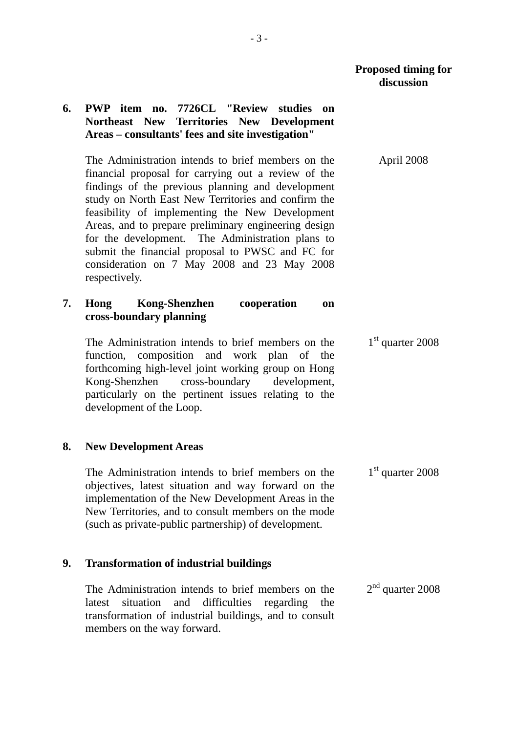| | | Proposed timing for discussion |
|---|---|---|
| **6.** | **PWP item no. 7726CL "Review studies on Northeast New Territories New Development Areas – consultants' fees and site investigation"** | |
| | The Administration intends to brief members on the financial proposal for carrying out a review of the findings of the previous planning and development study on North East New Territories and confirm the feasibility of implementing the New Development Areas, and to prepare preliminary engineering design for the development. The Administration plans to submit the financial proposal to PWSC and FC for consideration on 7 May 2008 and 23 May 2008 respectively. | April 2008 |
| **7.** | **Hong Kong-Shenzhen cooperation on cross-boundary planning** | |
| | The Administration intends to brief members on the function, composition and work plan of the forthcoming high-level joint working group on Hong Kong-Shenzhen cross-boundary development, particularly on the pertinent issues relating to the development of the Loop. | 1st quarter 2008 |
| **8.** | **New Development Areas** | |
| | The Administration intends to brief members on the objectives, latest situation and way forward on the implementation of the New Development Areas in the New Territories, and to consult members on the mode (such as private-public partnership) of development. | 1st quarter 2008 |
| **9.** | **Transformation of industrial buildings** | |
| | The Administration intends to brief members on the latest situation and difficulties regarding the transformation of industrial buildings, and to consult members on the way forward. | 2nd quarter 2008 |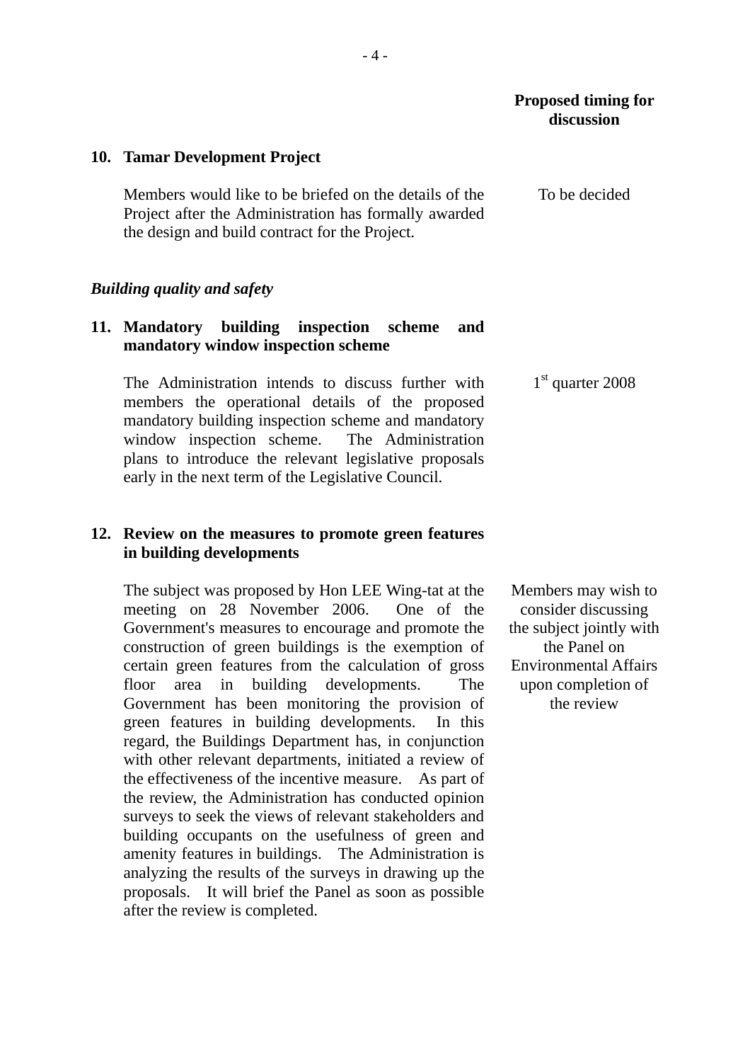**Proposed timing for discussion**

**10. Tamar Development Project**

Members would like to be briefed on the details of the Project after the Administration has formally awarded the design and build contract for the Project.

*Proposed timing for discussion:* To be decided

***Building quality and safety***

**11. Mandatory building inspection scheme and mandatory window inspection scheme**

The Administration intends to discuss further with members the operational details of the proposed mandatory building inspection scheme and mandatory window inspection scheme. The Administration plans to introduce the relevant legislative proposals early in the next term of the Legislative Council.

*Proposed timing for discussion:* 1st quarter 2008

**12. Review on the measures to promote green features in building developments**

The subject was proposed by Hon LEE Wing-tat at the meeting on 28 November 2006. One of the Government's measures to encourage and promote the construction of green buildings is the exemption of certain green features from the calculation of gross floor area in building developments. The Government has been monitoring the provision of green features in building developments. In this regard, the Buildings Department has, in conjunction with other relevant departments, initiated a review of the effectiveness of the incentive measure. As part of the review, the Administration has conducted opinion surveys to seek the views of relevant stakeholders and building occupants on the usefulness of green and amenity features in buildings. The Administration is analyzing the results of the surveys in drawing up the proposals. It will brief the Panel as soon as possible after the review is completed.

*Proposed timing for discussion:* Members may wish to consider discussing the subject jointly with the Panel on Environmental Affairs upon completion of the review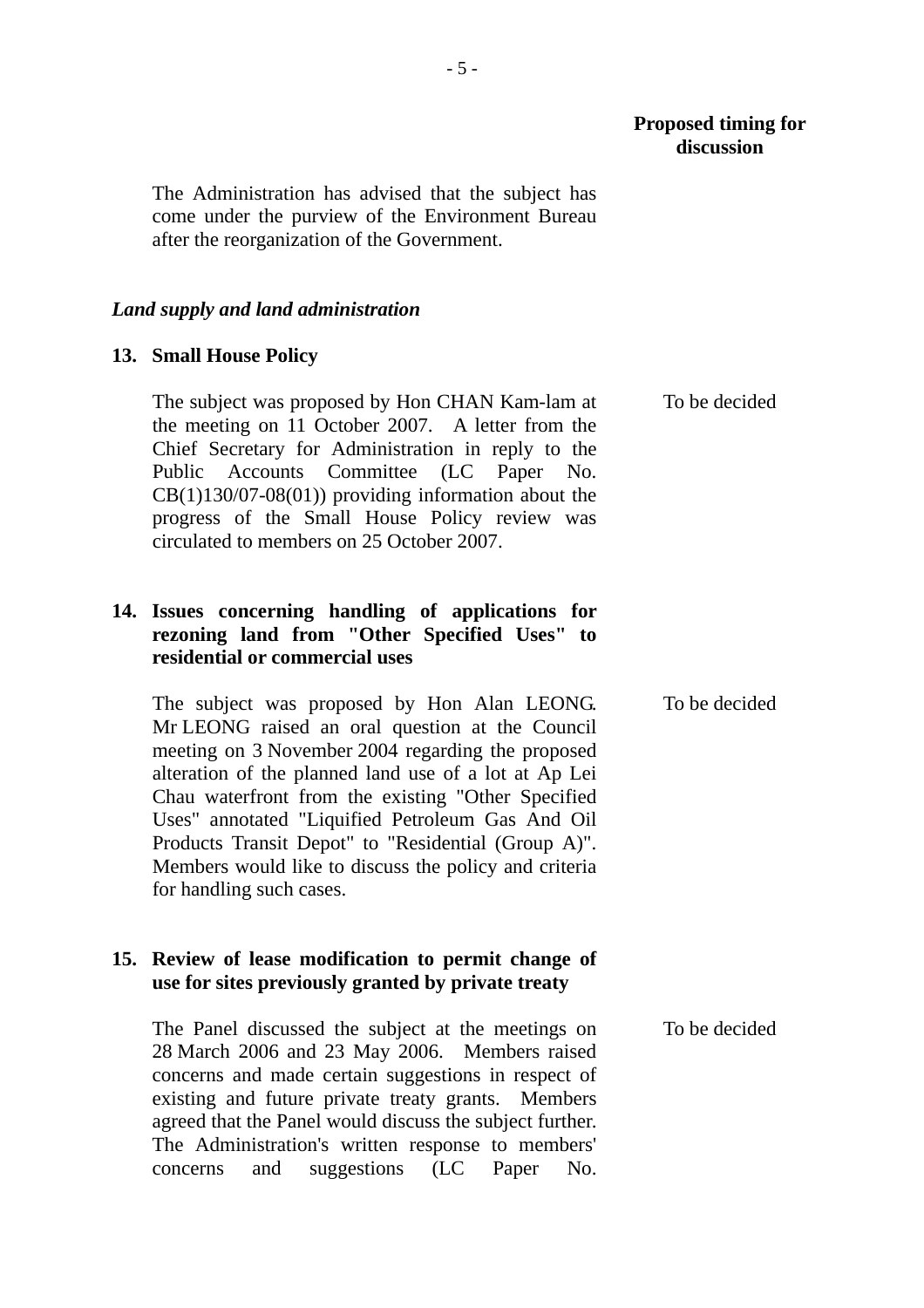**Proposed timing for discussion**

The Administration has advised that the subject has come under the purview of the Environment Bureau after the reorganization of the Government.

***Land supply and land administration***

**13. Small House Policy**

The subject was proposed by Hon CHAN Kam-lam at the meeting on 11 October 2007. A letter from the Chief Secretary for Administration in reply to the Public Accounts Committee (LC Paper No. CB(1)130/07-08(01)) providing information about the progress of the Small House Policy review was circulated to members on 25 October 2007.

To be decided

**14. Issues concerning handling of applications for rezoning land from "Other Specified Uses" to residential or commercial uses**

The subject was proposed by Hon Alan LEONG. Mr LEONG raised an oral question at the Council meeting on 3 November 2004 regarding the proposed alteration of the planned land use of a lot at Ap Lei Chau waterfront from the existing "Other Specified Uses" annotated "Liquified Petroleum Gas And Oil Products Transit Depot" to "Residential (Group A)". Members would like to discuss the policy and criteria for handling such cases.

To be decided

**15. Review of lease modification to permit change of use for sites previously granted by private treaty**

The Panel discussed the subject at the meetings on 28 March 2006 and 23 May 2006. Members raised concerns and made certain suggestions in respect of existing and future private treaty grants. Members agreed that the Panel would discuss the subject further. The Administration's written response to members' concerns and suggestions (LC Paper No.

To be decided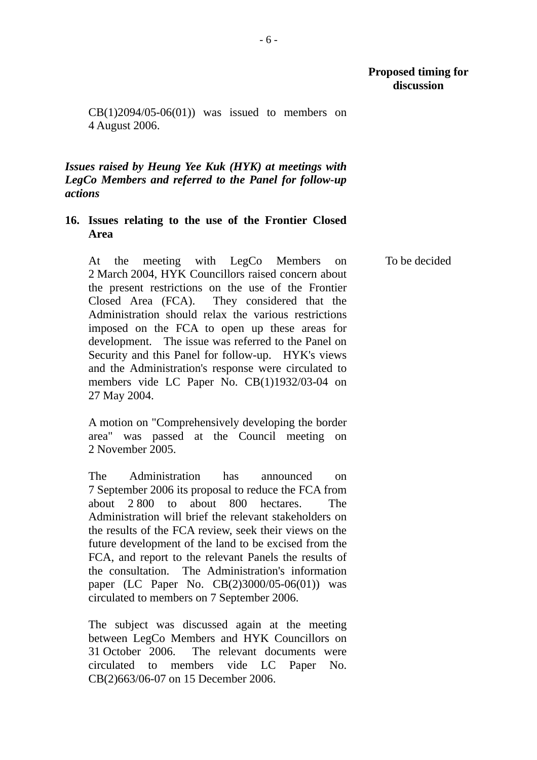**Proposed timing for discussion**

CB(1)2094/05-06(01)) was issued to members on 4 August 2006.

***Issues raised by Heung Yee Kuk (HYK) at meetings with LegCo Members and referred to the Panel for follow-up actions***

**16. Issues relating to the use of the Frontier Closed Area**

At the meeting with LegCo Members on 2 March 2004, HYK Councillors raised concern about the present restrictions on the use of the Frontier Closed Area (FCA). They considered that the Administration should relax the various restrictions imposed on the FCA to open up these areas for development. The issue was referred to the Panel on Security and this Panel for follow-up. HYK's views and the Administration's response were circulated to members vide LC Paper No. CB(1)1932/03-04 on 27 May 2004.

To be decided

A motion on "Comprehensively developing the border area" was passed at the Council meeting on 2 November 2005.

The Administration has announced on 7 September 2006 its proposal to reduce the FCA from about 2 800 to about 800 hectares. The Administration will brief the relevant stakeholders on the results of the FCA review, seek their views on the future development of the land to be excised from the FCA, and report to the relevant Panels the results of the consultation. The Administration's information paper (LC Paper No. CB(2)3000/05-06(01)) was circulated to members on 7 September 2006.

The subject was discussed again at the meeting between LegCo Members and HYK Councillors on 31 October 2006. The relevant documents were circulated to members vide LC Paper No. CB(2)663/06-07 on 15 December 2006.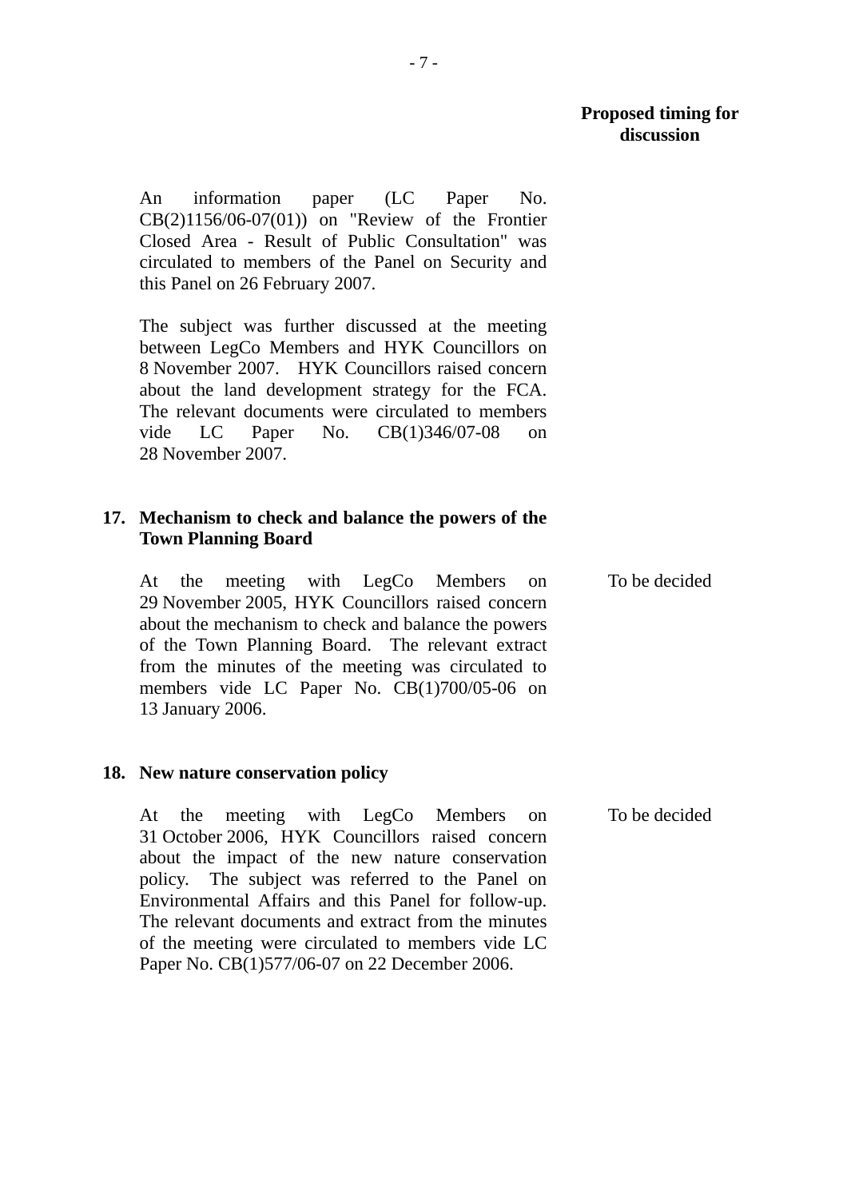**Proposed timing for discussion**

An information paper (LC Paper No. CB(2)1156/06-07(01)) on "Review of the Frontier Closed Area - Result of Public Consultation" was circulated to members of the Panel on Security and this Panel on 26 February 2007.

The subject was further discussed at the meeting between LegCo Members and HYK Councillors on 8 November 2007. HYK Councillors raised concern about the land development strategy for the FCA. The relevant documents were circulated to members vide LC Paper No. CB(1)346/07-08 on 28 November 2007.

**17. Mechanism to check and balance the powers of the Town Planning Board**

At the meeting with LegCo Members on 29 November 2005, HYK Councillors raised concern about the mechanism to check and balance the powers of the Town Planning Board. The relevant extract from the minutes of the meeting was circulated to members vide LC Paper No. CB(1)700/05-06 on 13 January 2006.

To be decided

**18. New nature conservation policy**

At the meeting with LegCo Members on 31 October 2006, HYK Councillors raised concern about the impact of the new nature conservation policy. The subject was referred to the Panel on Environmental Affairs and this Panel for follow-up. The relevant documents and extract from the minutes of the meeting were circulated to members vide LC Paper No. CB(1)577/06-07 on 22 December 2006.

To be decided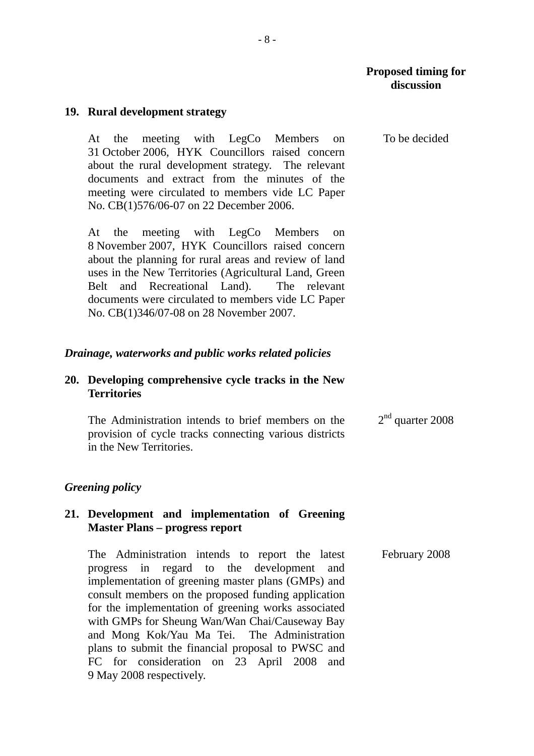**Proposed timing for discussion**

**19. Rural development strategy**

At the meeting with LegCo Members on 31 October 2006, HYK Councillors raised concern about the rural development strategy. The relevant documents and extract from the minutes of the meeting were circulated to members vide LC Paper No. CB(1)576/06-07 on 22 December 2006. — To be decided

At the meeting with LegCo Members on 8 November 2007, HYK Councillors raised concern about the planning for rural areas and review of land uses in the New Territories (Agricultural Land, Green Belt and Recreational Land). The relevant documents were circulated to members vide LC Paper No. CB(1)346/07-08 on 28 November 2007.

***Drainage, waterworks and public works related policies***

**20. Developing comprehensive cycle tracks in the New Territories**

The Administration intends to brief members on the provision of cycle tracks connecting various districts in the New Territories. — $2^{nd}$ quarter 2008

***Greening policy***

**21. Development and implementation of Greening Master Plans – progress report**

The Administration intends to report the latest progress in regard to the development and implementation of greening master plans (GMPs) and consult members on the proposed funding application for the implementation of greening works associated with GMPs for Sheung Wan/Wan Chai/Causeway Bay and Mong Kok/Yau Ma Tei. The Administration plans to submit the financial proposal to PWSC and FC for consideration on 23 April 2008 and 9 May 2008 respectively. — February 2008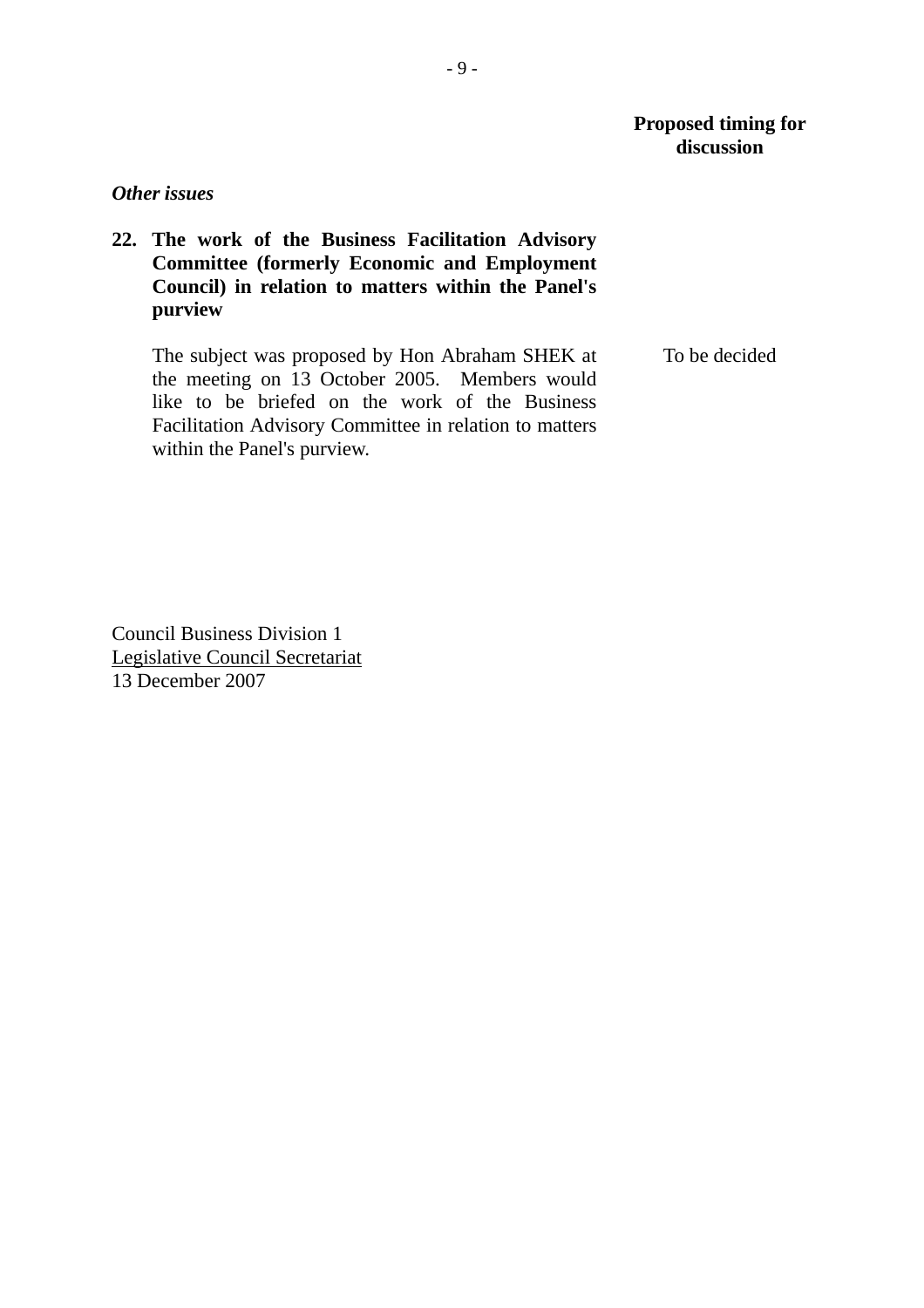**Proposed timing for discussion**

***Other issues***

**22. The work of the Business Facilitation Advisory Committee (formerly Economic and Employment Council) in relation to matters within the Panel's purview**

| | |
|---|---|
| The subject was proposed by Hon Abraham SHEK at the meeting on 13 October 2005. Members would like to be briefed on the work of the Business Facilitation Advisory Committee in relation to matters within the Panel's purview. | To be decided |

Council Business Division 1
Legislative Council Secretariat
13 December 2007